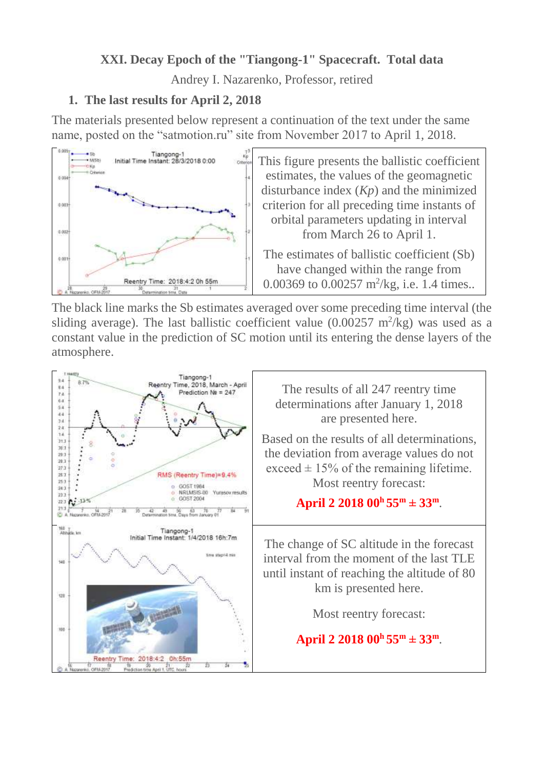# XXI. Decay Epoch of the "Tiangong-1" Spacecraft. Total data

Andrey I. Nazarenko, Professor, retired

## 1. The last results for April 2, 2018

The materials presented below represent a continuation of the text under the same name, posted on the "satmotion.ru" site from November 2017 to April 1, 2018.

This figure presents the ballistic coefficient estimates, the values of the geomagnetic disturbance index ($Kp$) and the minimized criterion for all preceding time instants of orbital parameters updating in interval from March 26 to April 1.

The estimates of ballistic coefficient (Sb) have changed within the range from 0.00369 to 0.00257 $m^2$/kg, i.e. 1.4 times..

The black line marks the Sb estimates averaged over some preceding time interval (the sliding average). The last ballistic coefficient value (0.00257 $m^2$/kg) was used as a constant value in the prediction of SC motion until its entering the dense layers of the atmosphere.

The results of all 247 reentry time determinations after January 1, 2018 are presented here.

Based on the results of all determinations, the deviation from average values do not exceed ± 15% of the remaining lifetime.

Most reentry forecast:

**April 2 2018 $00^h 55^m \pm 33^m$.**

The change of SC altitude in the forecast interval from the moment of the last TLE until instant of reaching the altitude of 80 km is presented here.

Most reentry forecast:

**April 2 2018 $00^h 55^m \pm 33^m$.**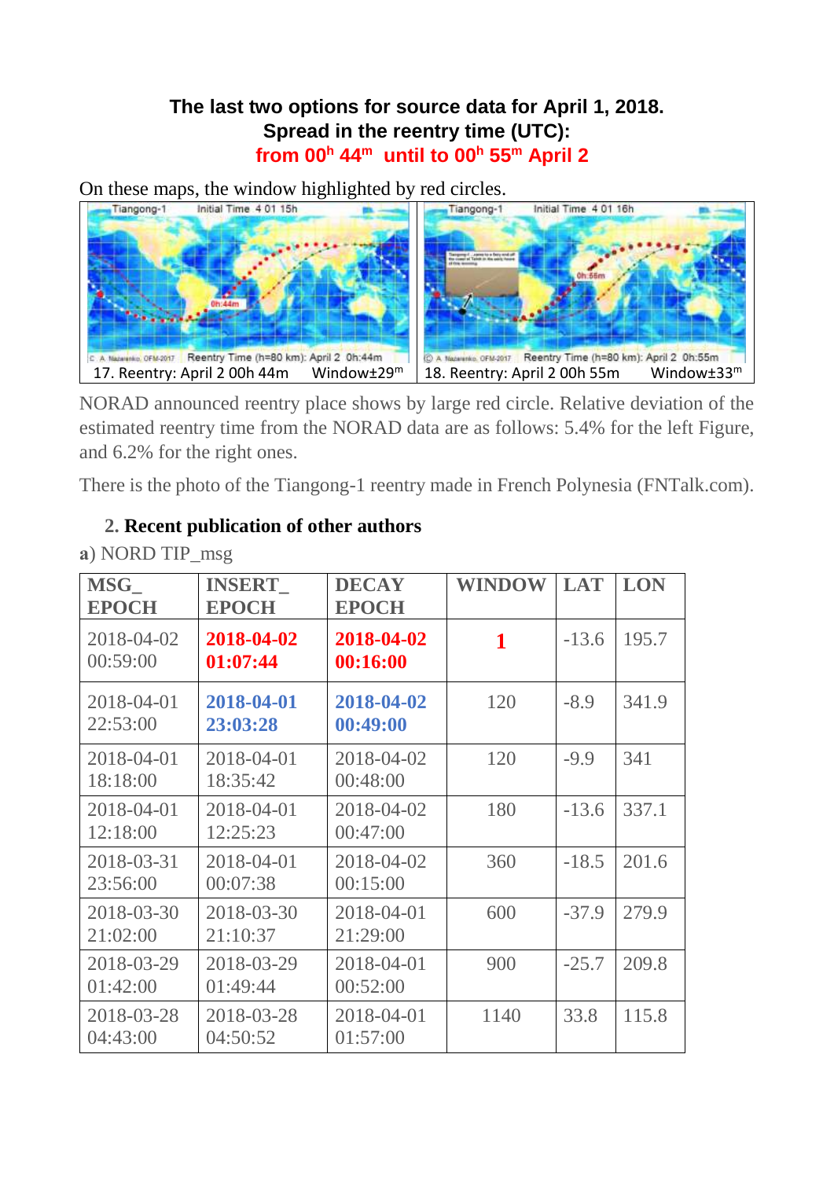**The last two options for source data for April 1, 2018.**
**Spread in the reentry time (UTC):**
**from 00$^h$ 44$^m$ until to 00$^h$ 55$^m$ April 2**

On these maps, the window highlighted by red circles.

17. Reentry: April 2 00h 44m Window±29$^m$

18. Reentry: April 2 00h 55m Window±33$^m$

NORAD announced reentry place shows by large red circle. Relative deviation of the estimated reentry time from the NORAD data are as follows: 5.4% for the left Figure, and 6.2% for the right ones.

There is the photo of the Tiangong-1 reentry made in French Polynesia (FNTalk.com).

## 2. Recent publication of other authors

**a**) NORD TIP_msg

| MSG_ EPOCH | INSERT_ EPOCH | DECAY EPOCH | WINDOW | LAT | LON |
|---|---|---|---|---|---|
| 2018-04-02 00:59:00 | **2018-04-02 01:07:44** | **2018-04-02 00:16:00** | **1** | -13.6 | 195.7 |
| 2018-04-01 22:53:00 | **2018-04-01 23:03:28** | **2018-04-02 00:49:00** | 120 | -8.9 | 341.9 |
| 2018-04-01 18:18:00 | 2018-04-01 18:35:42 | 2018-04-02 00:48:00 | 120 | -9.9 | 341 |
| 2018-04-01 12:18:00 | 2018-04-01 12:25:23 | 2018-04-02 00:47:00 | 180 | -13.6 | 337.1 |
| 2018-03-31 23:56:00 | 2018-04-01 00:07:38 | 2018-04-02 00:15:00 | 360 | -18.5 | 201.6 |
| 2018-03-30 21:02:00 | 2018-03-30 21:10:37 | 2018-04-01 21:29:00 | 600 | -37.9 | 279.9 |
| 2018-03-29 01:42:00 | 2018-03-29 01:49:44 | 2018-04-01 00:52:00 | 900 | -25.7 | 209.8 |
| 2018-03-28 04:43:00 | 2018-03-28 04:50:52 | 2018-04-01 01:57:00 | 1140 | 33.8 | 115.8 |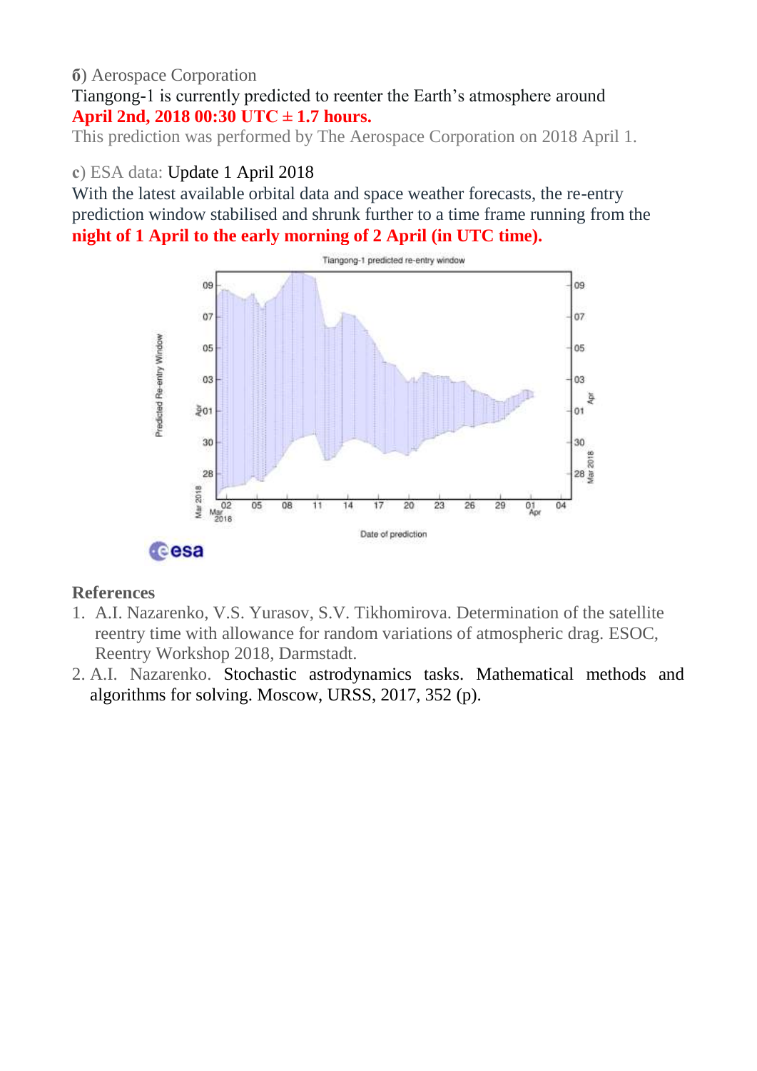б) Aerospace Corporation

Tiangong-1 is currently predicted to reenter the Earth's atmosphere around **April 2nd, 2018 00:30 UTC ± 1.7 hours.**

This prediction was performed by The Aerospace Corporation on 2018 April 1.

c) ESA data: Update 1 April 2018

With the latest available orbital data and space weather forecasts, the re-entry prediction window stabilised and shrunk further to a time frame running from the **night of 1 April to the early morning of 2 April (in UTC time).**

Tiangong-1 predicted re-entry window

Predicted Re-entry Window

09
07
05
03
Apr 01
30
28
Mar 2018

02 Mar 2018
05
08
11
14
17
20
23
26
29
01 Apr
04

Date of prediction

esa

## References

1. A.I. Nazarenko, V.S. Yurasov, S.V. Tikhomirova. Determination of the satellite reentry time with allowance for random variations of atmospheric drag. ESOC, Reentry Workshop 2018, Darmstadt.
2. A.I. Nazarenko. Stochastic astrodynamics tasks. Mathematical methods and algorithms for solving. Moscow, URSS, 2017, 352 (p).